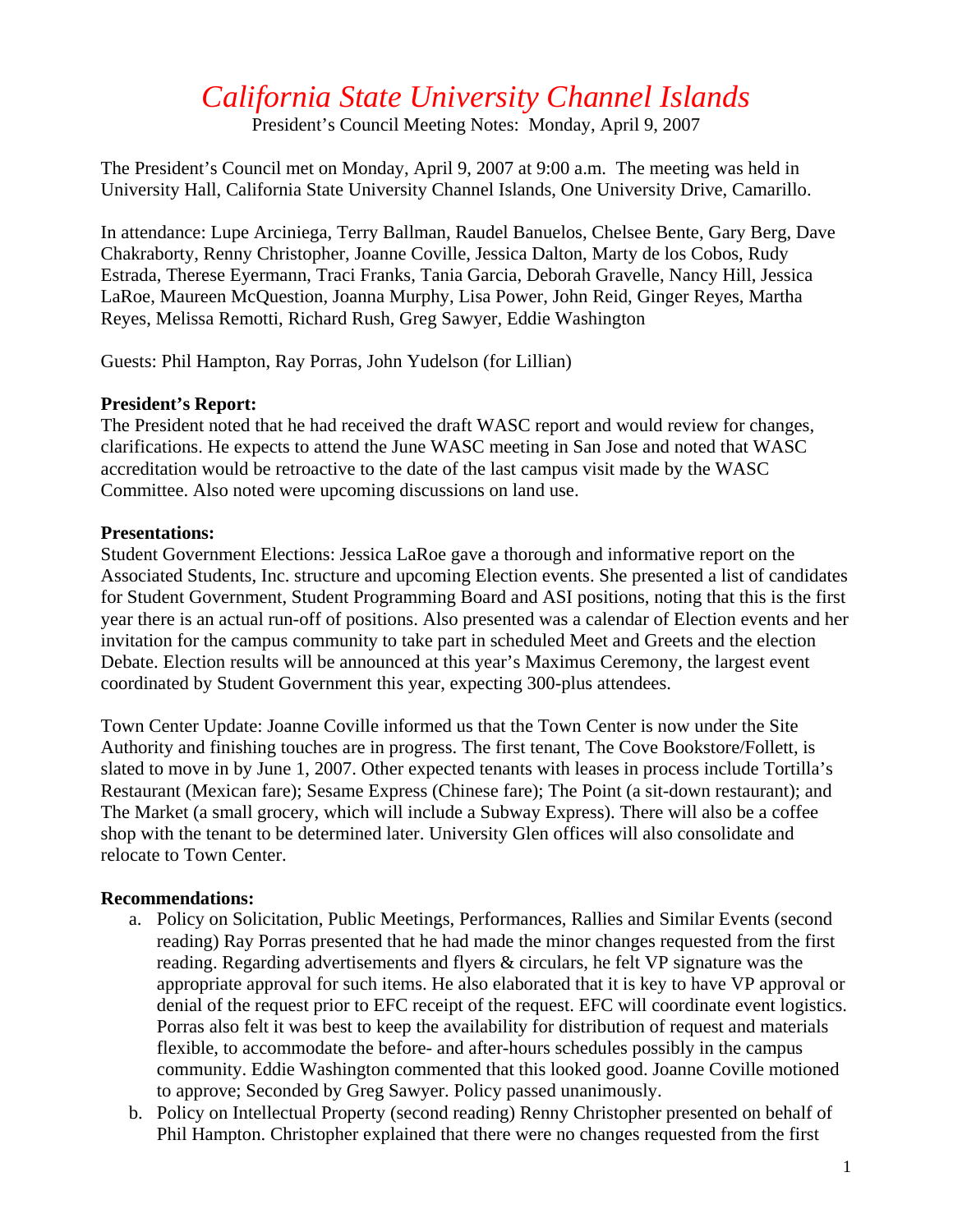# *California State University Channel Islands*

President's Council Meeting Notes: Monday, April 9, 2007

The President's Council met on Monday, April 9, 2007 at 9:00 a.m. The meeting was held in University Hall, California State University Channel Islands, One University Drive, Camarillo.

In attendance: Lupe Arciniega, Terry Ballman, Raudel Banuelos, Chelsee Bente, Gary Berg, Dave Chakraborty, Renny Christopher, Joanne Coville, Jessica Dalton, Marty de los Cobos, Rudy Estrada, Therese Eyermann, Traci Franks, Tania Garcia, Deborah Gravelle, Nancy Hill, Jessica LaRoe, Maureen McQuestion, Joanna Murphy, Lisa Power, John Reid, Ginger Reyes, Martha Reyes, Melissa Remotti, Richard Rush, Greg Sawyer, Eddie Washington

Guests: Phil Hampton, Ray Porras, John Yudelson (for Lillian)

**President's Report:**
The President noted that he had received the draft WASC report and would review for changes, clarifications. He expects to attend the June WASC meeting in San Jose and noted that WASC accreditation would be retroactive to the date of the last campus visit made by the WASC Committee. Also noted were upcoming discussions on land use.

**Presentations:**
Student Government Elections: Jessica LaRoe gave a thorough and informative report on the Associated Students, Inc. structure and upcoming Election events. She presented a list of candidates for Student Government, Student Programming Board and ASI positions, noting that this is the first year there is an actual run-off of positions. Also presented was a calendar of Election events and her invitation for the campus community to take part in scheduled Meet and Greets and the election Debate. Election results will be announced at this year's Maximus Ceremony, the largest event coordinated by Student Government this year, expecting 300-plus attendees.

Town Center Update: Joanne Coville informed us that the Town Center is now under the Site Authority and finishing touches are in progress. The first tenant, The Cove Bookstore/Follett, is slated to move in by June 1, 2007. Other expected tenants with leases in process include Tortilla's Restaurant (Mexican fare); Sesame Express (Chinese fare); The Point (a sit-down restaurant); and The Market (a small grocery, which will include a Subway Express). There will also be a coffee shop with the tenant to be determined later. University Glen offices will also consolidate and relocate to Town Center.

**Recommendations:**

a. Policy on Solicitation, Public Meetings, Performances, Rallies and Similar Events (second reading) Ray Porras presented that he had made the minor changes requested from the first reading. Regarding advertisements and flyers & circulars, he felt VP signature was the appropriate approval for such items. He also elaborated that it is key to have VP approval or denial of the request prior to EFC receipt of the request. EFC will coordinate event logistics. Porras also felt it was best to keep the availability for distribution of request and materials flexible, to accommodate the before- and after-hours schedules possibly in the campus community. Eddie Washington commented that this looked good. Joanne Coville motioned to approve; Seconded by Greg Sawyer. Policy passed unanimously.
b. Policy on Intellectual Property (second reading) Renny Christopher presented on behalf of Phil Hampton. Christopher explained that there were no changes requested from the first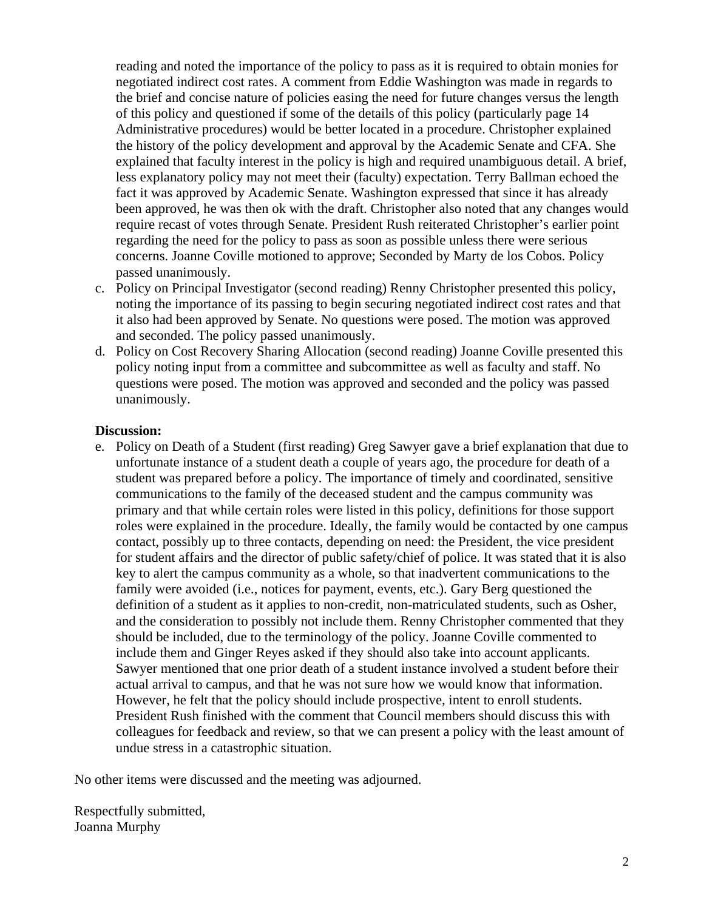reading and noted the importance of the policy to pass as it is required to obtain monies for negotiated indirect cost rates. A comment from Eddie Washington was made in regards to the brief and concise nature of policies easing the need for future changes versus the length of this policy and questioned if some of the details of this policy (particularly page 14 Administrative procedures) would be better located in a procedure. Christopher explained the history of the policy development and approval by the Academic Senate and CFA. She explained that faculty interest in the policy is high and required unambiguous detail. A brief, less explanatory policy may not meet their (faculty) expectation. Terry Ballman echoed the fact it was approved by Academic Senate. Washington expressed that since it has already been approved, he was then ok with the draft. Christopher also noted that any changes would require recast of votes through Senate. President Rush reiterated Christopher's earlier point regarding the need for the policy to pass as soon as possible unless there were serious concerns. Joanne Coville motioned to approve; Seconded by Marty de los Cobos. Policy passed unanimously.

c. Policy on Principal Investigator (second reading) Renny Christopher presented this policy, noting the importance of its passing to begin securing negotiated indirect cost rates and that it also had been approved by Senate. No questions were posed. The motion was approved and seconded. The policy passed unanimously.
d. Policy on Cost Recovery Sharing Allocation (second reading) Joanne Coville presented this policy noting input from a committee and subcommittee as well as faculty and staff. No questions were posed. The motion was approved and seconded and the policy was passed unanimously.

**Discussion:**

e. Policy on Death of a Student (first reading) Greg Sawyer gave a brief explanation that due to unfortunate instance of a student death a couple of years ago, the procedure for death of a student was prepared before a policy. The importance of timely and coordinated, sensitive communications to the family of the deceased student and the campus community was primary and that while certain roles were listed in this policy, definitions for those support roles were explained in the procedure. Ideally, the family would be contacted by one campus contact, possibly up to three contacts, depending on need: the President, the vice president for student affairs and the director of public safety/chief of police. It was stated that it is also key to alert the campus community as a whole, so that inadvertent communications to the family were avoided (i.e., notices for payment, events, etc.). Gary Berg questioned the definition of a student as it applies to non-credit, non-matriculated students, such as Osher, and the consideration to possibly not include them. Renny Christopher commented that they should be included, due to the terminology of the policy. Joanne Coville commented to include them and Ginger Reyes asked if they should also take into account applicants. Sawyer mentioned that one prior death of a student instance involved a student before their actual arrival to campus, and that he was not sure how we would know that information. However, he felt that the policy should include prospective, intent to enroll students. President Rush finished with the comment that Council members should discuss this with colleagues for feedback and review, so that we can present a policy with the least amount of undue stress in a catastrophic situation.

No other items were discussed and the meeting was adjourned.

Respectfully submitted,
Joanna Murphy